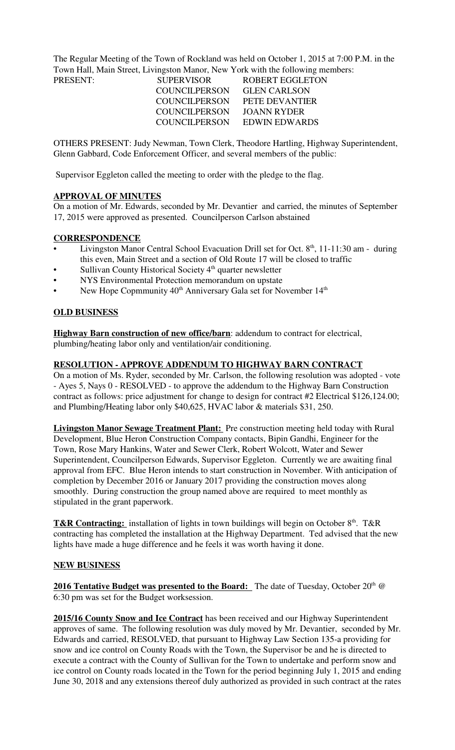The Regular Meeting of the Town of Rockland was held on October 1, 2015 at 7:00 P.M. in the Town Hall, Main Street, Livingston Manor, New York with the following members:

| PRESENT: | SUPERVISOR | ROBERT EGGLETON |
|---|---|---|
| | COUNCILPERSON | GLEN CARLSON |
| | COUNCILPERSON | PETE DEVANTIER |
| | COUNCILPERSON | JOANN RYDER |
| | COUNCILPERSON | EDWIN EDWARDS |

OTHERS PRESENT: Judy Newman, Town Clerk, Theodore Hartling, Highway Superintendent, Glenn Gabbard, Code Enforcement Officer, and several members of the public:

Supervisor Eggleton called the meeting to order with the pledge to the flag.

**APPROVAL OF MINUTES**

On a motion of Mr. Edwards, seconded by Mr. Devantier and carried, the minutes of September 17, 2015 were approved as presented. Councilperson Carlson abstained

**CORRESPONDENCE**

- Livingston Manor Central School Evacuation Drill set for Oct. 8th, 11-11:30 am - during this even, Main Street and a section of Old Route 17 will be closed to traffic
- Sullivan County Historical Society 4th quarter newsletter
- NYS Environmental Protection memorandum on upstate
- New Hope Copmmunity 40th Anniversary Gala set for November 14th

**OLD BUSINESS**

**Highway Barn construction of new office/barn**: addendum to contract for electrical, plumbing/heating labor only and ventilation/air conditioning.

**RESOLUTION - APPROVE ADDENDUM TO HIGHWAY BARN CONTRACT**

On a motion of Ms. Ryder, seconded by Mr. Carlson, the following resolution was adopted - vote - Ayes 5, Nays 0 - RESOLVED - to approve the addendum to the Highway Barn Construction contract as follows: price adjustment for change to design for contract #2 Electrical $126,124.00; and Plumbing/Heating labor only $40,625, HVAC labor & materials $31, 250.

**Livingston Manor Sewage Treatment Plant:** Pre construction meeting held today with Rural Development, Blue Heron Construction Company contacts, Bipin Gandhi, Engineer for the Town, Rose Mary Hankins, Water and Sewer Clerk, Robert Wolcott, Water and Sewer Superintendent, Councilperson Edwards, Supervisor Eggleton. Currently we are awaiting final approval from EFC. Blue Heron intends to start construction in November. With anticipation of completion by December 2016 or January 2017 providing the construction moves along smoothly. During construction the group named above are required to meet monthly as stipulated in the grant paperwork.

**T&R Contracting:** installation of lights in town buildings will begin on October 8th. T&R contracting has completed the installation at the Highway Department. Ted advised that the new lights have made a huge difference and he feels it was worth having it done.

**NEW BUSINESS**

**2016 Tentative Budget was presented to the Board:** The date of Tuesday, October 20th @ 6:30 pm was set for the Budget worksession.

**2015/16 County Snow and Ice Contract** has been received and our Highway Superintendent approves of same. The following resolution was duly moved by Mr. Devantier, seconded by Mr. Edwards and carried, RESOLVED, that pursuant to Highway Law Section 135-a providing for snow and ice control on County Roads with the Town, the Supervisor be and he is directed to execute a contract with the County of Sullivan for the Town to undertake and perform snow and ice control on County roads located in the Town for the period beginning July 1, 2015 and ending June 30, 2018 and any extensions thereof duly authorized as provided in such contract at the rates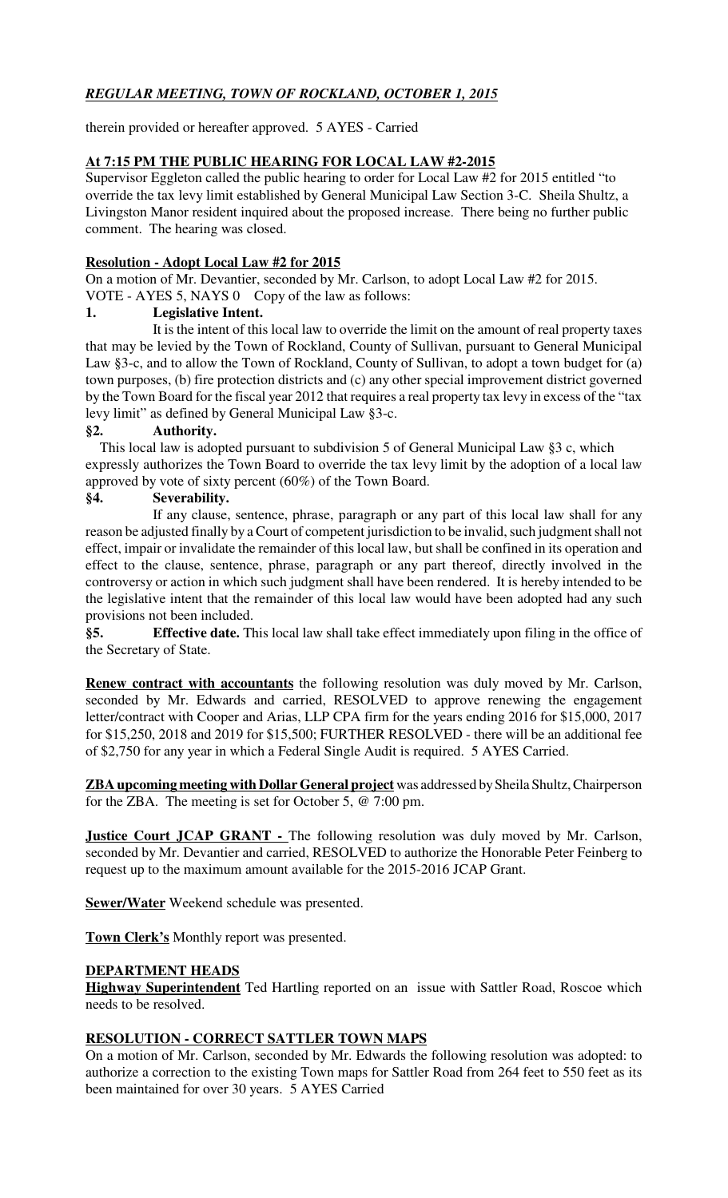therein provided or hereafter approved. 5 AYES - Carried

**At 7:15 PM THE PUBLIC HEARING FOR LOCAL LAW #2-2015**

Supervisor Eggleton called the public hearing to order for Local Law #2 for 2015 entitled "to override the tax levy limit established by General Municipal Law Section 3-C. Sheila Shultz, a Livingston Manor resident inquired about the proposed increase. There being no further public comment. The hearing was closed.

**Resolution - Adopt Local Law #2 for 2015**

On a motion of Mr. Devantier, seconded by Mr. Carlson, to adopt Local Law #2 for 2015. VOTE - AYES 5, NAYS 0 Copy of the law as follows:

**1. Legislative Intent.**

It is the intent of this local law to override the limit on the amount of real property taxes that may be levied by the Town of Rockland, County of Sullivan, pursuant to General Municipal Law §3-c, and to allow the Town of Rockland, County of Sullivan, to adopt a town budget for (a) town purposes, (b) fire protection districts and (c) any other special improvement district governed by the Town Board for the fiscal year 2012 that requires a real property tax levy in excess of the "tax levy limit" as defined by General Municipal Law §3-c.

**§2. Authority.**

This local law is adopted pursuant to subdivision 5 of General Municipal Law §3 c, which expressly authorizes the Town Board to override the tax levy limit by the adoption of a local law approved by vote of sixty percent (60%) of the Town Board.

**§4. Severability.**

If any clause, sentence, phrase, paragraph or any part of this local law shall for any reason be adjusted finally by a Court of competent jurisdiction to be invalid, such judgment shall not effect, impair or invalidate the remainder of this local law, but shall be confined in its operation and effect to the clause, sentence, phrase, paragraph or any part thereof, directly involved in the controversy or action in which such judgment shall have been rendered. It is hereby intended to be the legislative intent that the remainder of this local law would have been adopted had any such provisions not been included.

**§5. Effective date.** This local law shall take effect immediately upon filing in the office of the Secretary of State.

**Renew contract with accountants** the following resolution was duly moved by Mr. Carlson, seconded by Mr. Edwards and carried, RESOLVED to approve renewing the engagement letter/contract with Cooper and Arias, LLP CPA firm for the years ending 2016 for $15,000, 2017 for $15,250, 2018 and 2019 for $15,500; FURTHER RESOLVED - there will be an additional fee of $2,750 for any year in which a Federal Single Audit is required. 5 AYES Carried.

**ZBA upcoming meeting with Dollar General project** was addressed by Sheila Shultz, Chairperson for the ZBA. The meeting is set for October 5, @ 7:00 pm.

**Justice Court JCAP GRANT -** The following resolution was duly moved by Mr. Carlson, seconded by Mr. Devantier and carried, RESOLVED to authorize the Honorable Peter Feinberg to request up to the maximum amount available for the 2015-2016 JCAP Grant.

**Sewer/Water** Weekend schedule was presented.

**Town Clerk's** Monthly report was presented.

**DEPARTMENT HEADS**

**Highway Superintendent** Ted Hartling reported on an issue with Sattler Road, Roscoe which needs to be resolved.

**RESOLUTION - CORRECT SATTLER TOWN MAPS**

On a motion of Mr. Carlson, seconded by Mr. Edwards the following resolution was adopted: to authorize a correction to the existing Town maps for Sattler Road from 264 feet to 550 feet as its been maintained for over 30 years. 5 AYES Carried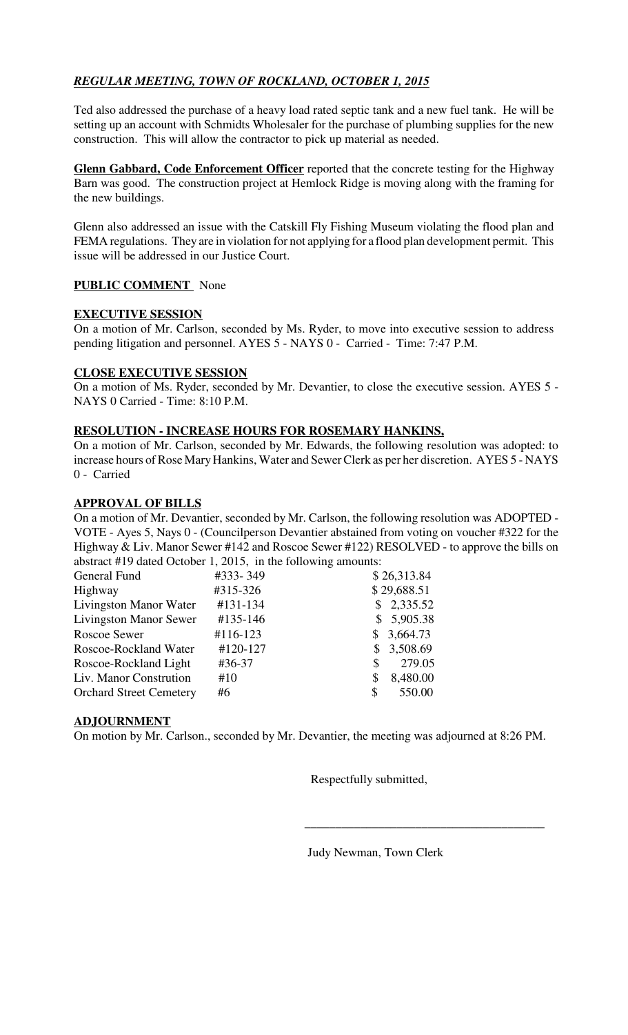***REGULAR MEETING, TOWN OF ROCKLAND, OCTOBER 1, 2015***

Ted also addressed the purchase of a heavy load rated septic tank and a new fuel tank. He will be setting up an account with Schmidts Wholesaler for the purchase of plumbing supplies for the new construction. This will allow the contractor to pick up material as needed.

**Glenn Gabbard, Code Enforcement Officer** reported that the concrete testing for the Highway Barn was good. The construction project at Hemlock Ridge is moving along with the framing for the new buildings.

Glenn also addressed an issue with the Catskill Fly Fishing Museum violating the flood plan and FEMA regulations. They are in violation for not applying for a flood plan development permit. This issue will be addressed in our Justice Court.

**PUBLIC COMMENT** None

**EXECUTIVE SESSION**

On a motion of Mr. Carlson, seconded by Ms. Ryder, to move into executive session to address pending litigation and personnel. AYES 5 - NAYS 0 - Carried - Time: 7:47 P.M.

**CLOSE EXECUTIVE SESSION**

On a motion of Ms. Ryder, seconded by Mr. Devantier, to close the executive session. AYES 5 - NAYS 0 Carried - Time: 8:10 P.M.

**RESOLUTION - INCREASE HOURS FOR ROSEMARY HANKINS,**

On a motion of Mr. Carlson, seconded by Mr. Edwards, the following resolution was adopted: to increase hours of Rose Mary Hankins, Water and Sewer Clerk as per her discretion. AYES 5 - NAYS 0 - Carried

**APPROVAL OF BILLS**

On a motion of Mr. Devantier, seconded by Mr. Carlson, the following resolution was ADOPTED - VOTE - Ayes 5, Nays 0 - (Councilperson Devantier abstained from voting on voucher #322 for the Highway & Liv. Manor Sewer #142 and Roscoe Sewer #122) RESOLVED - to approve the bills on abstract #19 dated October 1, 2015, in the following amounts:

| | | |
|---|---|---|
| General Fund | #333- 349 | $ 26,313.84 |
| Highway | #315-326 | $ 29,688.51 |
| Livingston Manor Water | #131-134 | $ 2,335.52 |
| Livingston Manor Sewer | #135-146 | $ 5,905.38 |
| Roscoe Sewer | #116-123 | $ 3,664.73 |
| Roscoe-Rockland Water | #120-127 | $ 3,508.69 |
| Roscoe-Rockland Light | #36-37 | $ 279.05 |
| Liv. Manor Constrution | #10 | $ 8,480.00 |
| Orchard Street Cemetery | #6 | $ 550.00 |

**ADJOURNMENT**

On motion by Mr. Carlson., seconded by Mr. Devantier, the meeting was adjourned at 8:26 PM.

Respectfully submitted,

\_\_\_\_\_\_\_\_\_\_\_\_\_\_\_\_\_\_\_\_\_\_\_\_\_\_\_\_\_\_\_\_\_\_\_\_\_\_\_\_

Judy Newman, Town Clerk